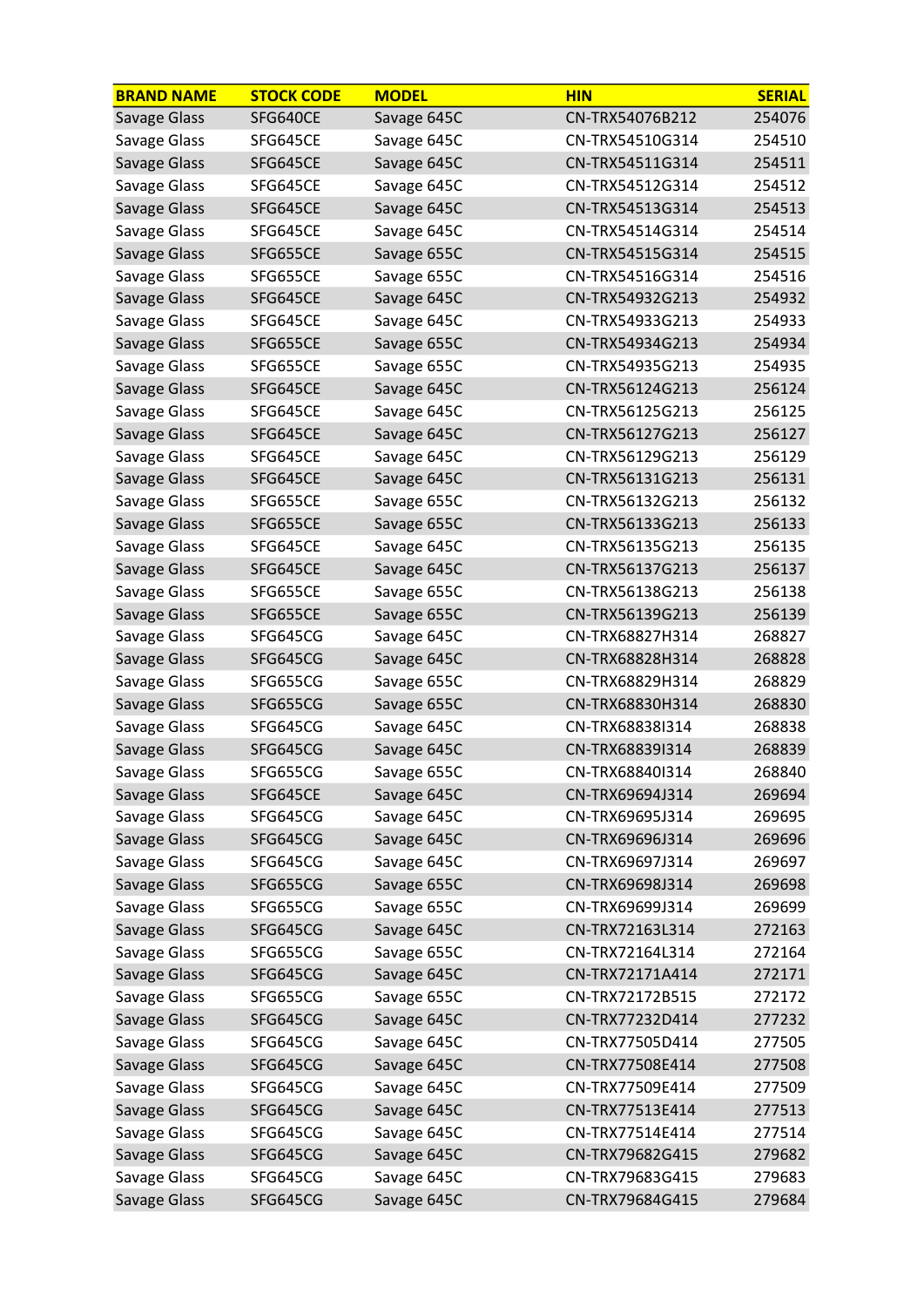| BRAND NAME | STOCK CODE | MODEL | HIN | SERIAL |
|---|---|---|---|---|
| Savage Glass | SFG640CE | Savage 645C | CN-TRX54076B212 | 254076 |
| Savage Glass | SFG645CE | Savage 645C | CN-TRX54510G314 | 254510 |
| Savage Glass | SFG645CE | Savage 645C | CN-TRX54511G314 | 254511 |
| Savage Glass | SFG645CE | Savage 645C | CN-TRX54512G314 | 254512 |
| Savage Glass | SFG645CE | Savage 645C | CN-TRX54513G314 | 254513 |
| Savage Glass | SFG645CE | Savage 645C | CN-TRX54514G314 | 254514 |
| Savage Glass | SFG655CE | Savage 655C | CN-TRX54515G314 | 254515 |
| Savage Glass | SFG655CE | Savage 655C | CN-TRX54516G314 | 254516 |
| Savage Glass | SFG645CE | Savage 645C | CN-TRX54932G213 | 254932 |
| Savage Glass | SFG645CE | Savage 645C | CN-TRX54933G213 | 254933 |
| Savage Glass | SFG655CE | Savage 655C | CN-TRX54934G213 | 254934 |
| Savage Glass | SFG655CE | Savage 655C | CN-TRX54935G213 | 254935 |
| Savage Glass | SFG645CE | Savage 645C | CN-TRX56124G213 | 256124 |
| Savage Glass | SFG645CE | Savage 645C | CN-TRX56125G213 | 256125 |
| Savage Glass | SFG645CE | Savage 645C | CN-TRX56127G213 | 256127 |
| Savage Glass | SFG645CE | Savage 645C | CN-TRX56129G213 | 256129 |
| Savage Glass | SFG645CE | Savage 645C | CN-TRX56131G213 | 256131 |
| Savage Glass | SFG655CE | Savage 655C | CN-TRX56132G213 | 256132 |
| Savage Glass | SFG655CE | Savage 655C | CN-TRX56133G213 | 256133 |
| Savage Glass | SFG645CE | Savage 645C | CN-TRX56135G213 | 256135 |
| Savage Glass | SFG645CE | Savage 645C | CN-TRX56137G213 | 256137 |
| Savage Glass | SFG655CE | Savage 655C | CN-TRX56138G213 | 256138 |
| Savage Glass | SFG655CE | Savage 655C | CN-TRX56139G213 | 256139 |
| Savage Glass | SFG645CG | Savage 645C | CN-TRX68827H314 | 268827 |
| Savage Glass | SFG645CG | Savage 645C | CN-TRX68828H314 | 268828 |
| Savage Glass | SFG655CG | Savage 655C | CN-TRX68829H314 | 268829 |
| Savage Glass | SFG655CG | Savage 655C | CN-TRX68830H314 | 268830 |
| Savage Glass | SFG645CG | Savage 645C | CN-TRX68838I314 | 268838 |
| Savage Glass | SFG645CG | Savage 645C | CN-TRX68839I314 | 268839 |
| Savage Glass | SFG655CG | Savage 655C | CN-TRX68840I314 | 268840 |
| Savage Glass | SFG645CE | Savage 645C | CN-TRX69694J314 | 269694 |
| Savage Glass | SFG645CG | Savage 645C | CN-TRX69695J314 | 269695 |
| Savage Glass | SFG645CG | Savage 645C | CN-TRX69696J314 | 269696 |
| Savage Glass | SFG645CG | Savage 645C | CN-TRX69697J314 | 269697 |
| Savage Glass | SFG655CG | Savage 655C | CN-TRX69698J314 | 269698 |
| Savage Glass | SFG655CG | Savage 655C | CN-TRX69699J314 | 269699 |
| Savage Glass | SFG645CG | Savage 645C | CN-TRX72163L314 | 272163 |
| Savage Glass | SFG655CG | Savage 655C | CN-TRX72164L314 | 272164 |
| Savage Glass | SFG645CG | Savage 645C | CN-TRX72171A414 | 272171 |
| Savage Glass | SFG655CG | Savage 655C | CN-TRX72172B515 | 272172 |
| Savage Glass | SFG645CG | Savage 645C | CN-TRX77232D414 | 277232 |
| Savage Glass | SFG645CG | Savage 645C | CN-TRX77505D414 | 277505 |
| Savage Glass | SFG645CG | Savage 645C | CN-TRX77508E414 | 277508 |
| Savage Glass | SFG645CG | Savage 645C | CN-TRX77509E414 | 277509 |
| Savage Glass | SFG645CG | Savage 645C | CN-TRX77513E414 | 277513 |
| Savage Glass | SFG645CG | Savage 645C | CN-TRX77514E414 | 277514 |
| Savage Glass | SFG645CG | Savage 645C | CN-TRX79682G415 | 279682 |
| Savage Glass | SFG645CG | Savage 645C | CN-TRX79683G415 | 279683 |
| Savage Glass | SFG645CG | Savage 645C | CN-TRX79684G415 | 279684 |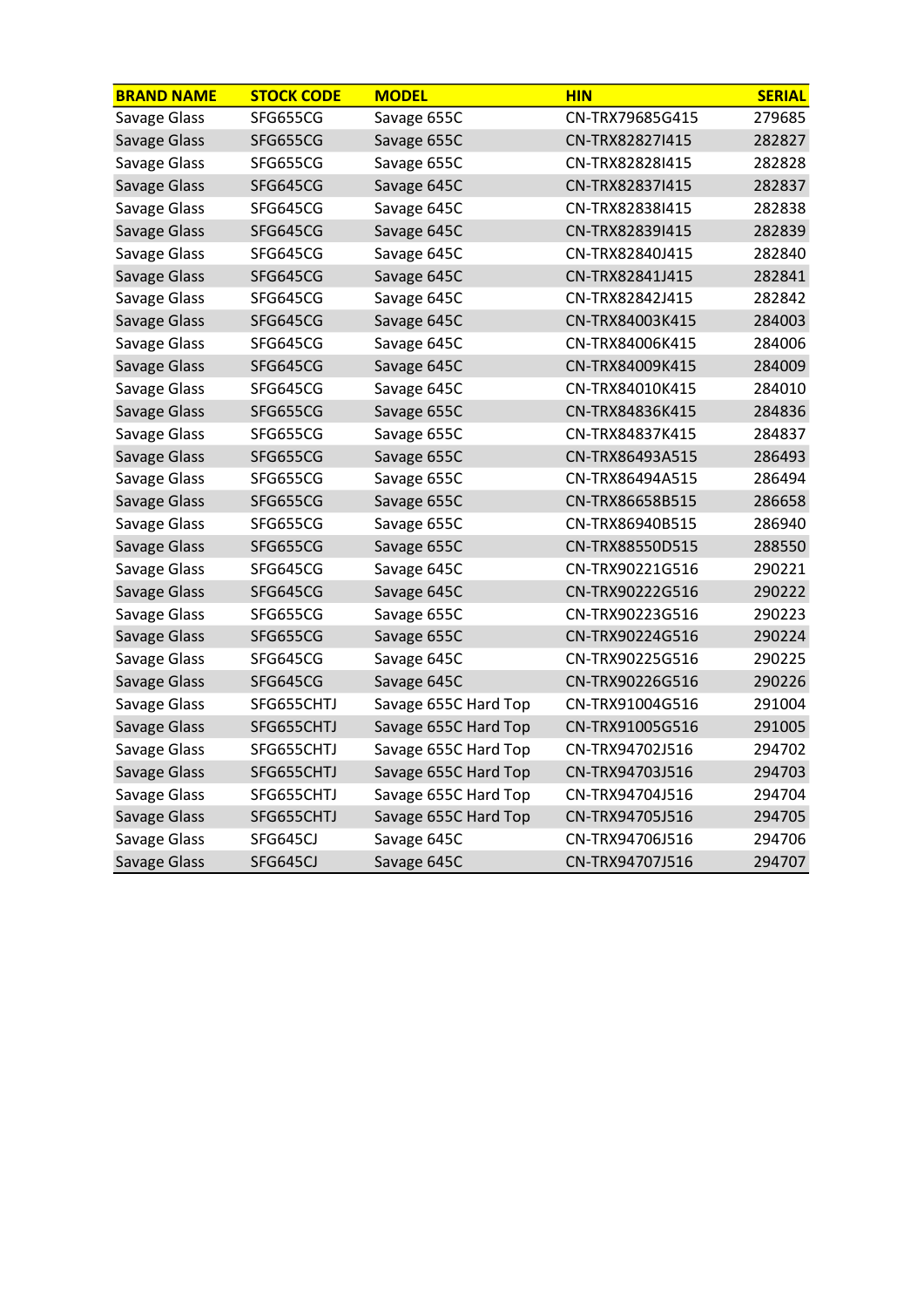| BRAND NAME | STOCK CODE | MODEL | HIN | SERIAL |
|---|---|---|---|---|
| Savage Glass | SFG655CG | Savage 655C | CN-TRX79685G415 | 279685 |
| Savage Glass | SFG655CG | Savage 655C | CN-TRX82827I415 | 282827 |
| Savage Glass | SFG655CG | Savage 655C | CN-TRX82828I415 | 282828 |
| Savage Glass | SFG645CG | Savage 645C | CN-TRX82837I415 | 282837 |
| Savage Glass | SFG645CG | Savage 645C | CN-TRX82838I415 | 282838 |
| Savage Glass | SFG645CG | Savage 645C | CN-TRX82839I415 | 282839 |
| Savage Glass | SFG645CG | Savage 645C | CN-TRX82840J415 | 282840 |
| Savage Glass | SFG645CG | Savage 645C | CN-TRX82841J415 | 282841 |
| Savage Glass | SFG645CG | Savage 645C | CN-TRX82842J415 | 282842 |
| Savage Glass | SFG645CG | Savage 645C | CN-TRX84003K415 | 284003 |
| Savage Glass | SFG645CG | Savage 645C | CN-TRX84006K415 | 284006 |
| Savage Glass | SFG645CG | Savage 645C | CN-TRX84009K415 | 284009 |
| Savage Glass | SFG645CG | Savage 645C | CN-TRX84010K415 | 284010 |
| Savage Glass | SFG655CG | Savage 655C | CN-TRX84836K415 | 284836 |
| Savage Glass | SFG655CG | Savage 655C | CN-TRX84837K415 | 284837 |
| Savage Glass | SFG655CG | Savage 655C | CN-TRX86493A515 | 286493 |
| Savage Glass | SFG655CG | Savage 655C | CN-TRX86494A515 | 286494 |
| Savage Glass | SFG655CG | Savage 655C | CN-TRX86658B515 | 286658 |
| Savage Glass | SFG655CG | Savage 655C | CN-TRX86940B515 | 286940 |
| Savage Glass | SFG655CG | Savage 655C | CN-TRX88550D515 | 288550 |
| Savage Glass | SFG645CG | Savage 645C | CN-TRX90221G516 | 290221 |
| Savage Glass | SFG645CG | Savage 645C | CN-TRX90222G516 | 290222 |
| Savage Glass | SFG655CG | Savage 655C | CN-TRX90223G516 | 290223 |
| Savage Glass | SFG655CG | Savage 655C | CN-TRX90224G516 | 290224 |
| Savage Glass | SFG645CG | Savage 645C | CN-TRX90225G516 | 290225 |
| Savage Glass | SFG645CG | Savage 645C | CN-TRX90226G516 | 290226 |
| Savage Glass | SFG655CHTJ | Savage 655C Hard Top | CN-TRX91004G516 | 291004 |
| Savage Glass | SFG655CHTJ | Savage 655C Hard Top | CN-TRX91005G516 | 291005 |
| Savage Glass | SFG655CHTJ | Savage 655C Hard Top | CN-TRX94702J516 | 294702 |
| Savage Glass | SFG655CHTJ | Savage 655C Hard Top | CN-TRX94703J516 | 294703 |
| Savage Glass | SFG655CHTJ | Savage 655C Hard Top | CN-TRX94704J516 | 294704 |
| Savage Glass | SFG655CHTJ | Savage 655C Hard Top | CN-TRX94705J516 | 294705 |
| Savage Glass | SFG645CJ | Savage 645C | CN-TRX94706J516 | 294706 |
| Savage Glass | SFG645CJ | Savage 645C | CN-TRX94707J516 | 294707 |